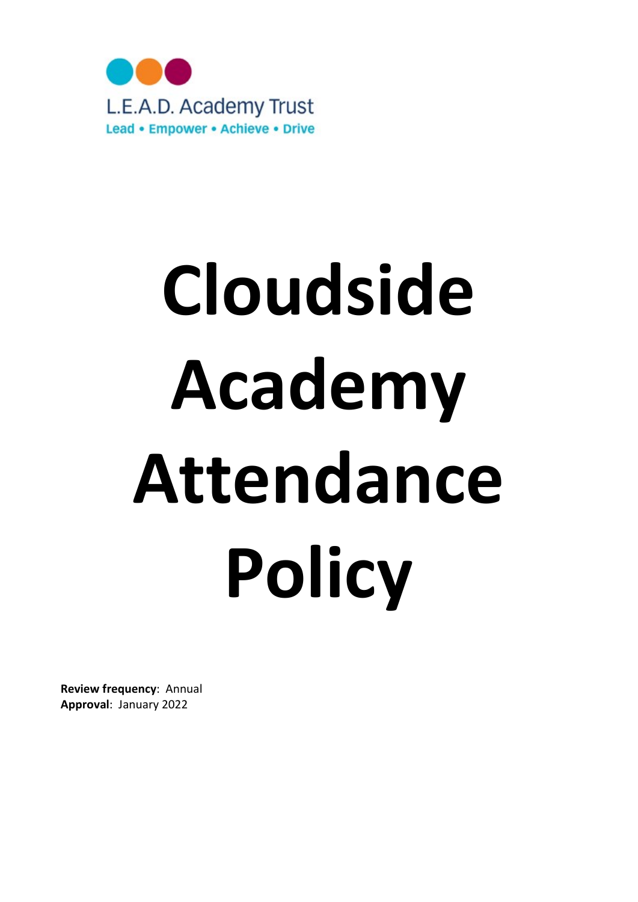L.E.A.D. Academy Trust

Lead • Empower • Achieve • Drive

# Cloudside Academy Attendance Policy

**Review frequency**: Annual
**Approval**: January 2022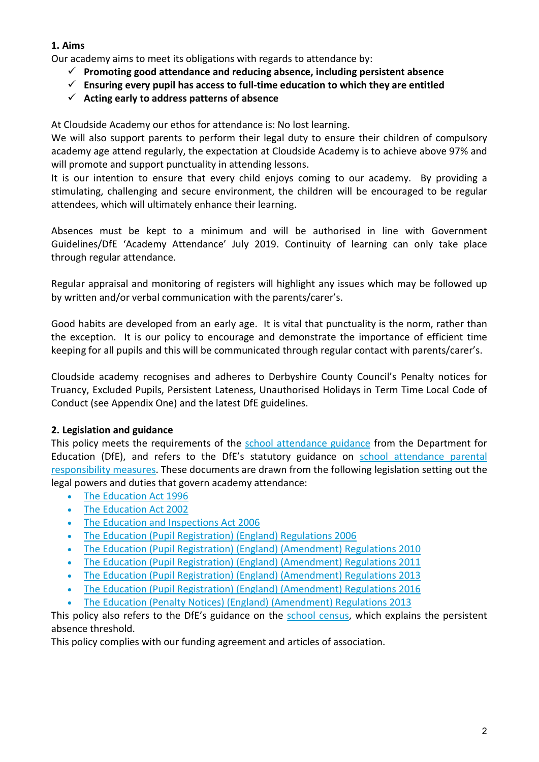## 1. Aims

Our academy aims to meet its obligations with regards to attendance by:

- ✓ **Promoting good attendance and reducing absence, including persistent absence**
- ✓ **Ensuring every pupil has access to full-time education to which they are entitled**
- ✓ **Acting early to address patterns of absence**

At Cloudside Academy our ethos for attendance is: No lost learning.
We will also support parents to perform their legal duty to ensure their children of compulsory academy age attend regularly, the expectation at Cloudside Academy is to achieve above 97% and will promote and support punctuality in attending lessons.
It is our intention to ensure that every child enjoys coming to our academy. By providing a stimulating, challenging and secure environment, the children will be encouraged to be regular attendees, which will ultimately enhance their learning.

Absences must be kept to a minimum and will be authorised in line with Government Guidelines/DfE 'Academy Attendance' July 2019. Continuity of learning can only take place through regular attendance.

Regular appraisal and monitoring of registers will highlight any issues which may be followed up by written and/or verbal communication with the parents/carer's.

Good habits are developed from an early age. It is vital that punctuality is the norm, rather than the exception. It is our policy to encourage and demonstrate the importance of efficient time keeping for all pupils and this will be communicated through regular contact with parents/carer's.

Cloudside academy recognises and adheres to Derbyshire County Council's Penalty notices for Truancy, Excluded Pupils, Persistent Lateness, Unauthorised Holidays in Term Time Local Code of Conduct (see Appendix One) and the latest DfE guidelines.

## 2. Legislation and guidance

This policy meets the requirements of the school attendance guidance from the Department for Education (DfE), and refers to the DfE's statutory guidance on school attendance parental responsibility measures. These documents are drawn from the following legislation setting out the legal powers and duties that govern academy attendance:

- The Education Act 1996
- The Education Act 2002
- The Education and Inspections Act 2006
- The Education (Pupil Registration) (England) Regulations 2006
- The Education (Pupil Registration) (England) (Amendment) Regulations 2010
- The Education (Pupil Registration) (England) (Amendment) Regulations 2011
- The Education (Pupil Registration) (England) (Amendment) Regulations 2013
- The Education (Pupil Registration) (England) (Amendment) Regulations 2016
- The Education (Penalty Notices) (England) (Amendment) Regulations 2013

This policy also refers to the DfE's guidance on the school census, which explains the persistent absence threshold.
This policy complies with our funding agreement and articles of association.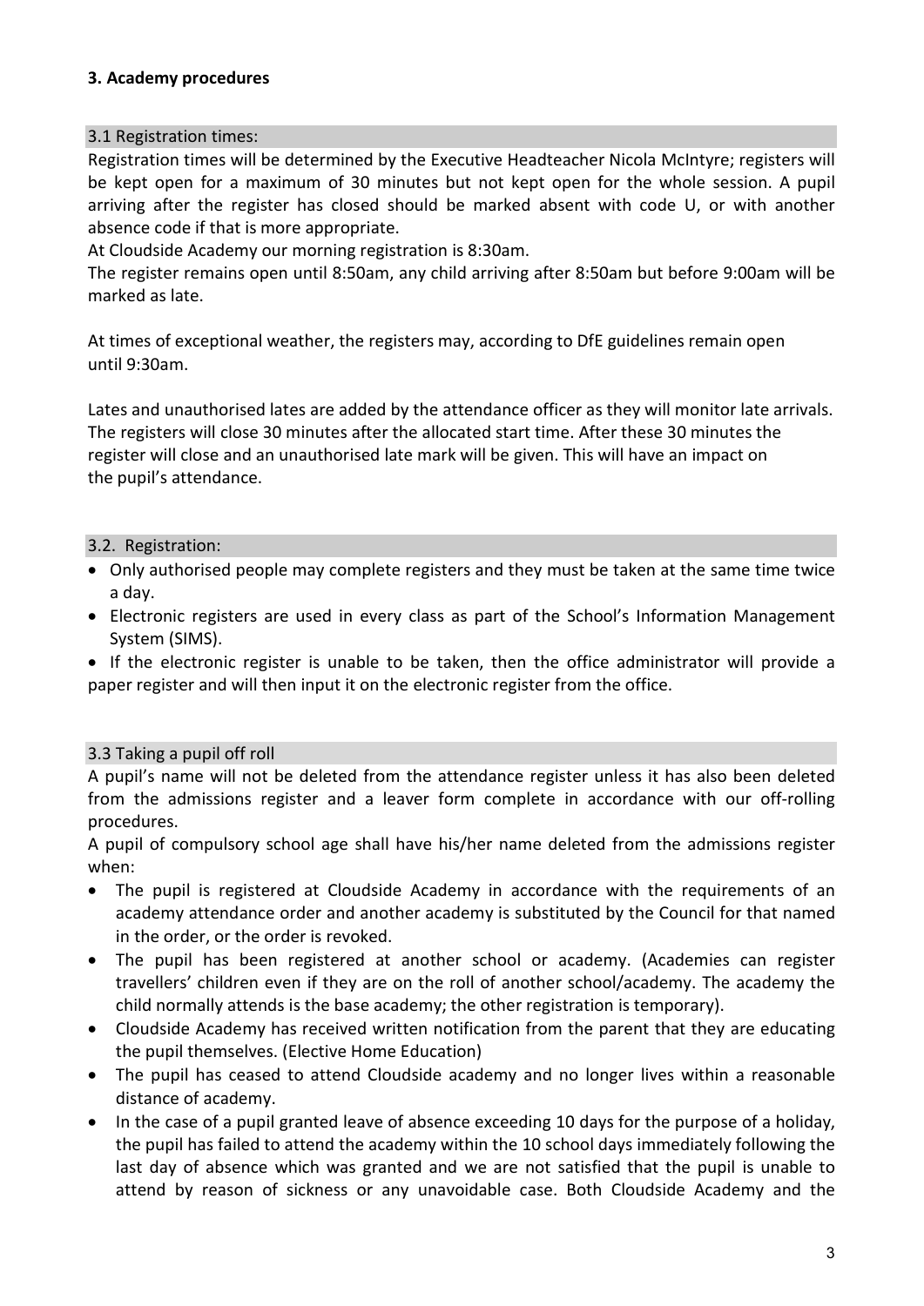## 3. Academy procedures

### 3.1 Registration times:

Registration times will be determined by the Executive Headteacher Nicola McIntyre; registers will be kept open for a maximum of 30 minutes but not kept open for the whole session. A pupil arriving after the register has closed should be marked absent with code U, or with another absence code if that is more appropriate.

At Cloudside Academy our morning registration is 8:30am.

The register remains open until 8:50am, any child arriving after 8:50am but before 9:00am will be marked as late.

At times of exceptional weather, the registers may, according to DfE guidelines remain open until 9:30am.

Lates and unauthorised lates are added by the attendance officer as they will monitor late arrivals. The registers will close 30 minutes after the allocated start time. After these 30 minutes the register will close and an unauthorised late mark will be given. This will have an impact on the pupil's attendance.

### 3.2. Registration:

- Only authorised people may complete registers and they must be taken at the same time twice a day.
- Electronic registers are used in every class as part of the School's Information Management System (SIMS).
- If the electronic register is unable to be taken, then the office administrator will provide a paper register and will then input it on the electronic register from the office.

### 3.3 Taking a pupil off roll

A pupil's name will not be deleted from the attendance register unless it has also been deleted from the admissions register and a leaver form complete in accordance with our off-rolling procedures.

A pupil of compulsory school age shall have his/her name deleted from the admissions register when:

- The pupil is registered at Cloudside Academy in accordance with the requirements of an academy attendance order and another academy is substituted by the Council for that named in the order, or the order is revoked.
- The pupil has been registered at another school or academy. (Academies can register travellers' children even if they are on the roll of another school/academy. The academy the child normally attends is the base academy; the other registration is temporary).
- Cloudside Academy has received written notification from the parent that they are educating the pupil themselves. (Elective Home Education)
- The pupil has ceased to attend Cloudside academy and no longer lives within a reasonable distance of academy.
- In the case of a pupil granted leave of absence exceeding 10 days for the purpose of a holiday, the pupil has failed to attend the academy within the 10 school days immediately following the last day of absence which was granted and we are not satisfied that the pupil is unable to attend by reason of sickness or any unavoidable case. Both Cloudside Academy and the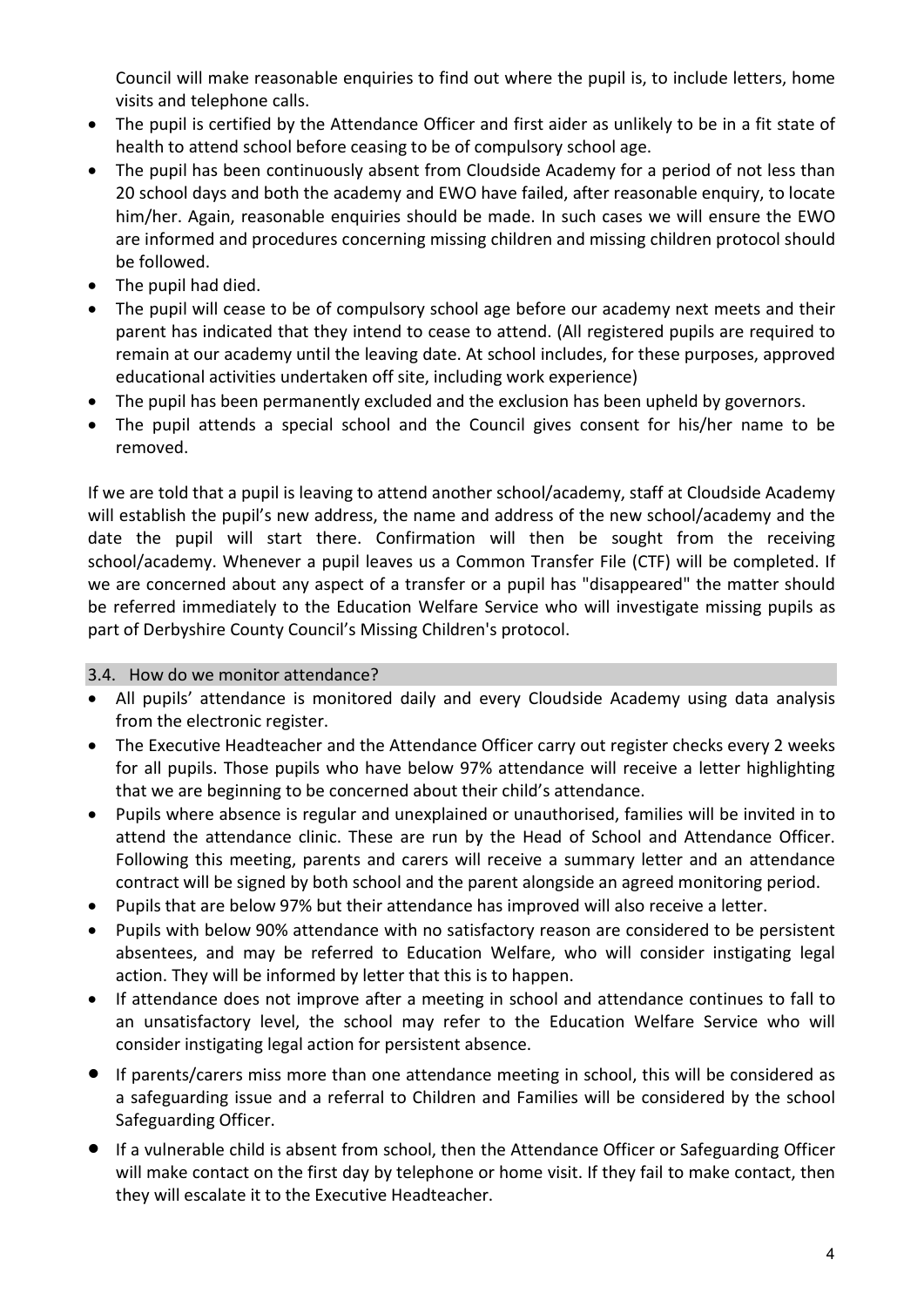Council will make reasonable enquiries to find out where the pupil is, to include letters, home visits and telephone calls.

- The pupil is certified by the Attendance Officer and first aider as unlikely to be in a fit state of health to attend school before ceasing to be of compulsory school age.
- The pupil has been continuously absent from Cloudside Academy for a period of not less than 20 school days and both the academy and EWO have failed, after reasonable enquiry, to locate him/her. Again, reasonable enquiries should be made. In such cases we will ensure the EWO are informed and procedures concerning missing children and missing children protocol should be followed.
- The pupil had died.
- The pupil will cease to be of compulsory school age before our academy next meets and their parent has indicated that they intend to cease to attend. (All registered pupils are required to remain at our academy until the leaving date. At school includes, for these purposes, approved educational activities undertaken off site, including work experience)
- The pupil has been permanently excluded and the exclusion has been upheld by governors.
- The pupil attends a special school and the Council gives consent for his/her name to be removed.

If we are told that a pupil is leaving to attend another school/academy, staff at Cloudside Academy will establish the pupil's new address, the name and address of the new school/academy and the date the pupil will start there. Confirmation will then be sought from the receiving school/academy. Whenever a pupil leaves us a Common Transfer File (CTF) will be completed. If we are concerned about any aspect of a transfer or a pupil has "disappeared" the matter should be referred immediately to the Education Welfare Service who will investigate missing pupils as part of Derbyshire County Council's Missing Children's protocol.

### 3.4. How do we monitor attendance?

- All pupils' attendance is monitored daily and every Cloudside Academy using data analysis from the electronic register.
- The Executive Headteacher and the Attendance Officer carry out register checks every 2 weeks for all pupils. Those pupils who have below 97% attendance will receive a letter highlighting that we are beginning to be concerned about their child's attendance.
- Pupils where absence is regular and unexplained or unauthorised, families will be invited in to attend the attendance clinic. These are run by the Head of School and Attendance Officer. Following this meeting, parents and carers will receive a summary letter and an attendance contract will be signed by both school and the parent alongside an agreed monitoring period.
- Pupils that are below 97% but their attendance has improved will also receive a letter.
- Pupils with below 90% attendance with no satisfactory reason are considered to be persistent absentees, and may be referred to Education Welfare, who will consider instigating legal action. They will be informed by letter that this is to happen.
- If attendance does not improve after a meeting in school and attendance continues to fall to an unsatisfactory level, the school may refer to the Education Welfare Service who will consider instigating legal action for persistent absence.
- If parents/carers miss more than one attendance meeting in school, this will be considered as a safeguarding issue and a referral to Children and Families will be considered by the school Safeguarding Officer.
- If a vulnerable child is absent from school, then the Attendance Officer or Safeguarding Officer will make contact on the first day by telephone or home visit. If they fail to make contact, then they will escalate it to the Executive Headteacher.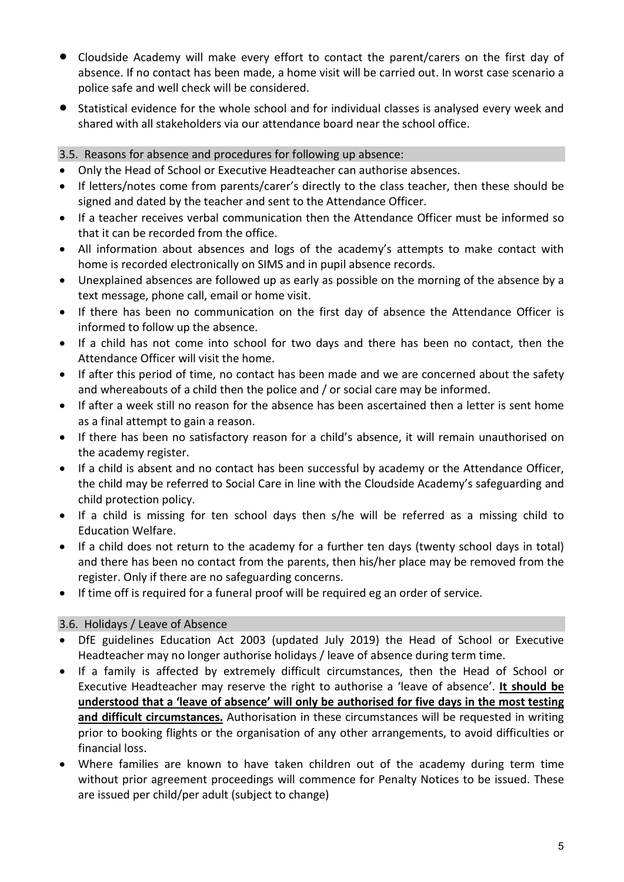- Cloudside Academy will make every effort to contact the parent/carers on the first day of absence. If no contact has been made, a home visit will be carried out. In worst case scenario a police safe and well check will be considered.
- Statistical evidence for the whole school and for individual classes is analysed every week and shared with all stakeholders via our attendance board near the school office.

### 3.5. Reasons for absence and procedures for following up absence:

- Only the Head of School or Executive Headteacher can authorise absences.
- If letters/notes come from parents/carer's directly to the class teacher, then these should be signed and dated by the teacher and sent to the Attendance Officer.
- If a teacher receives verbal communication then the Attendance Officer must be informed so that it can be recorded from the office.
- All information about absences and logs of the academy's attempts to make contact with home is recorded electronically on SIMS and in pupil absence records.
- Unexplained absences are followed up as early as possible on the morning of the absence by a text message, phone call, email or home visit.
- If there has been no communication on the first day of absence the Attendance Officer is informed to follow up the absence.
- If a child has not come into school for two days and there has been no contact, then the Attendance Officer will visit the home.
- If after this period of time, no contact has been made and we are concerned about the safety and whereabouts of a child then the police and / or social care may be informed.
- If after a week still no reason for the absence has been ascertained then a letter is sent home as a final attempt to gain a reason.
- If there has been no satisfactory reason for a child's absence, it will remain unauthorised on the academy register.
- If a child is absent and no contact has been successful by academy or the Attendance Officer, the child may be referred to Social Care in line with the Cloudside Academy's safeguarding and child protection policy.
- If a child is missing for ten school days then s/he will be referred as a missing child to Education Welfare.
- If a child does not return to the academy for a further ten days (twenty school days in total) and there has been no contact from the parents, then his/her place may be removed from the register. Only if there are no safeguarding concerns.
- If time off is required for a funeral proof will be required eg an order of service.

### 3.6. Holidays / Leave of Absence

- DfE guidelines Education Act 2003 (updated July 2019) the Head of School or Executive Headteacher may no longer authorise holidays / leave of absence during term time.
- If a family is affected by extremely difficult circumstances, then the Head of School or Executive Headteacher may reserve the right to authorise a 'leave of absence'. **It should be understood that a 'leave of absence' will only be authorised for five days in the most testing and difficult circumstances.** Authorisation in these circumstances will be requested in writing prior to booking flights or the organisation of any other arrangements, to avoid difficulties or financial loss.
- Where families are known to have taken children out of the academy during term time without prior agreement proceedings will commence for Penalty Notices to be issued. These are issued per child/per adult (subject to change)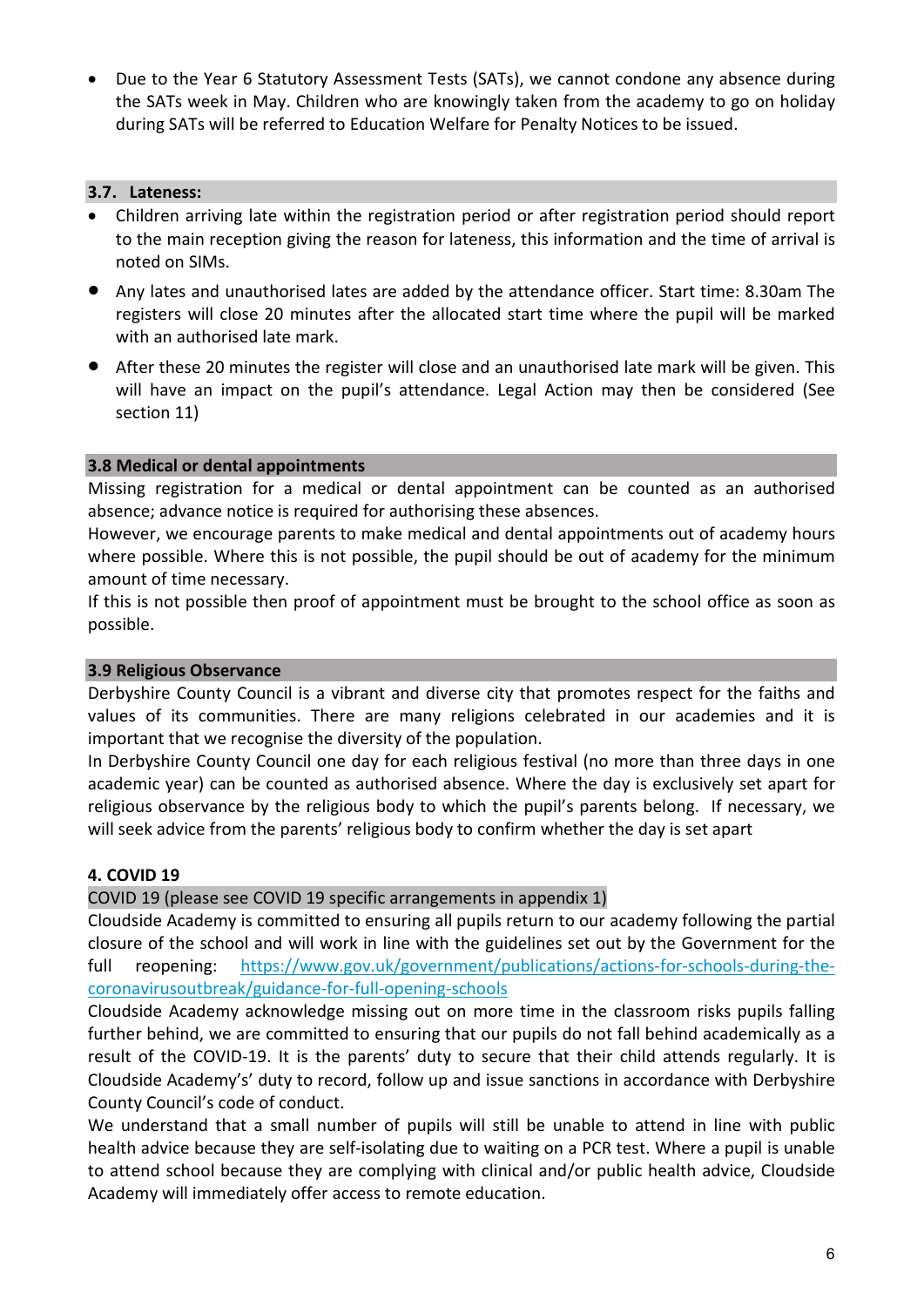- Due to the Year 6 Statutory Assessment Tests (SATs), we cannot condone any absence during the SATs week in May. Children who are knowingly taken from the academy to go on holiday during SATs will be referred to Education Welfare for Penalty Notices to be issued.

### 3.7. Lateness:

- Children arriving late within the registration period or after registration period should report to the main reception giving the reason for lateness, this information and the time of arrival is noted on SIMs.
- Any lates and unauthorised lates are added by the attendance officer. Start time: 8.30am The registers will close 20 minutes after the allocated start time where the pupil will be marked with an authorised late mark.
- After these 20 minutes the register will close and an unauthorised late mark will be given. This will have an impact on the pupil's attendance. Legal Action may then be considered (See section 11)

### 3.8 Medical or dental appointments

Missing registration for a medical or dental appointment can be counted as an authorised absence; advance notice is required for authorising these absences.

However, we encourage parents to make medical and dental appointments out of academy hours where possible. Where this is not possible, the pupil should be out of academy for the minimum amount of time necessary.

If this is not possible then proof of appointment must be brought to the school office as soon as possible.

### 3.9 Religious Observance

Derbyshire County Council is a vibrant and diverse city that promotes respect for the faiths and values of its communities. There are many religions celebrated in our academies and it is important that we recognise the diversity of the population.

In Derbyshire County Council one day for each religious festival (no more than three days in one academic year) can be counted as authorised absence. Where the day is exclusively set apart for religious observance by the religious body to which the pupil's parents belong. If necessary, we will seek advice from the parents' religious body to confirm whether the day is set apart

## 4. COVID 19

COVID 19 (please see COVID 19 specific arrangements in appendix 1)

Cloudside Academy is committed to ensuring all pupils return to our academy following the partial closure of the school and will work in line with the guidelines set out by the Government for the full reopening: [https://www.gov.uk/government/publications/actions-for-schools-during-the-coronavirusoutbreak/guidance-for-full-opening-schools](https://www.gov.uk/government/publications/actions-for-schools-during-the-coronavirusoutbreak/guidance-for-full-opening-schools)

Cloudside Academy acknowledge missing out on more time in the classroom risks pupils falling further behind, we are committed to ensuring that our pupils do not fall behind academically as a result of the COVID-19. It is the parents' duty to secure that their child attends regularly. It is Cloudside Academy's' duty to record, follow up and issue sanctions in accordance with Derbyshire County Council's code of conduct.

We understand that a small number of pupils will still be unable to attend in line with public health advice because they are self-isolating due to waiting on a PCR test. Where a pupil is unable to attend school because they are complying with clinical and/or public health advice, Cloudside Academy will immediately offer access to remote education.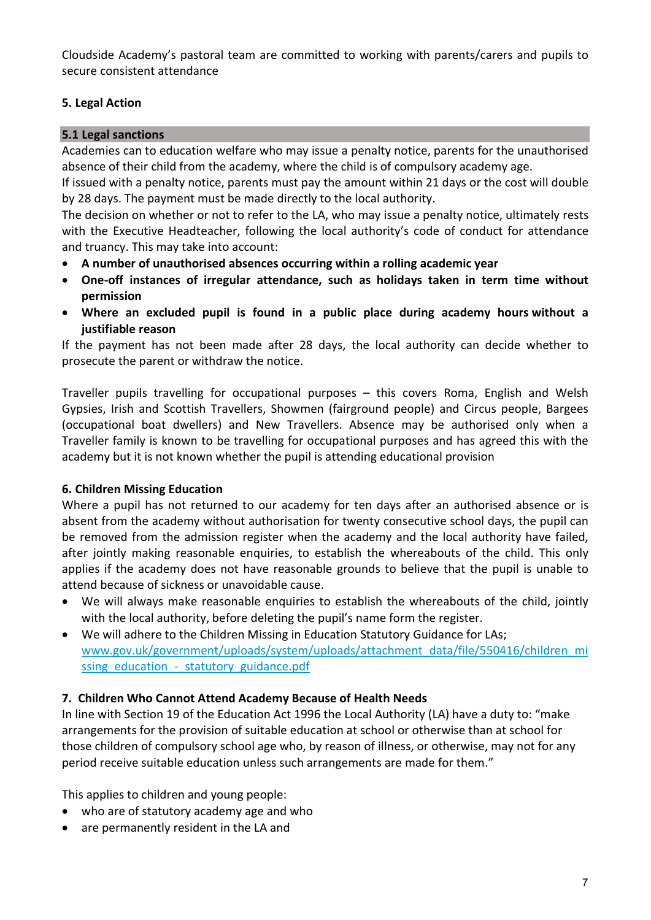Cloudside Academy's pastoral team are committed to working with parents/carers and pupils to secure consistent attendance

## 5. Legal Action

### 5.1 Legal sanctions

Academies can to education welfare who may issue a penalty notice, parents for the unauthorised absence of their child from the academy, where the child is of compulsory academy age.

If issued with a penalty notice, parents must pay the amount within 21 days or the cost will double by 28 days. The payment must be made directly to the local authority.

The decision on whether or not to refer to the LA, who may issue a penalty notice, ultimately rests with the Executive Headteacher, following the local authority's code of conduct for attendance and truancy. This may take into account:

- **A number of unauthorised absences occurring within a rolling academic year**
- **One-off instances of irregular attendance, such as holidays taken in term time without permission**
- **Where an excluded pupil is found in a public place during academy hours without a justifiable reason**

If the payment has not been made after 28 days, the local authority can decide whether to prosecute the parent or withdraw the notice.

Traveller pupils travelling for occupational purposes – this covers Roma, English and Welsh Gypsies, Irish and Scottish Travellers, Showmen (fairground people) and Circus people, Bargees (occupational boat dwellers) and New Travellers. Absence may be authorised only when a Traveller family is known to be travelling for occupational purposes and has agreed this with the academy but it is not known whether the pupil is attending educational provision

## 6. Children Missing Education

Where a pupil has not returned to our academy for ten days after an authorised absence or is absent from the academy without authorisation for twenty consecutive school days, the pupil can be removed from the admission register when the academy and the local authority have failed, after jointly making reasonable enquiries, to establish the whereabouts of the child. This only applies if the academy does not have reasonable grounds to believe that the pupil is unable to attend because of sickness or unavoidable cause.

- We will always make reasonable enquiries to establish the whereabouts of the child, jointly with the local authority, before deleting the pupil's name form the register.
- We will adhere to the Children Missing in Education Statutory Guidance for LAs; www.gov.uk/government/uploads/system/uploads/attachment_data/file/550416/children_missing_education_-_statutory_guidance.pdf

## 7. Children Who Cannot Attend Academy Because of Health Needs

In line with Section 19 of the Education Act 1996 the Local Authority (LA) have a duty to: "make arrangements for the provision of suitable education at school or otherwise than at school for those children of compulsory school age who, by reason of illness, or otherwise, may not for any period receive suitable education unless such arrangements are made for them."

This applies to children and young people:

- who are of statutory academy age and who
- are permanently resident in the LA and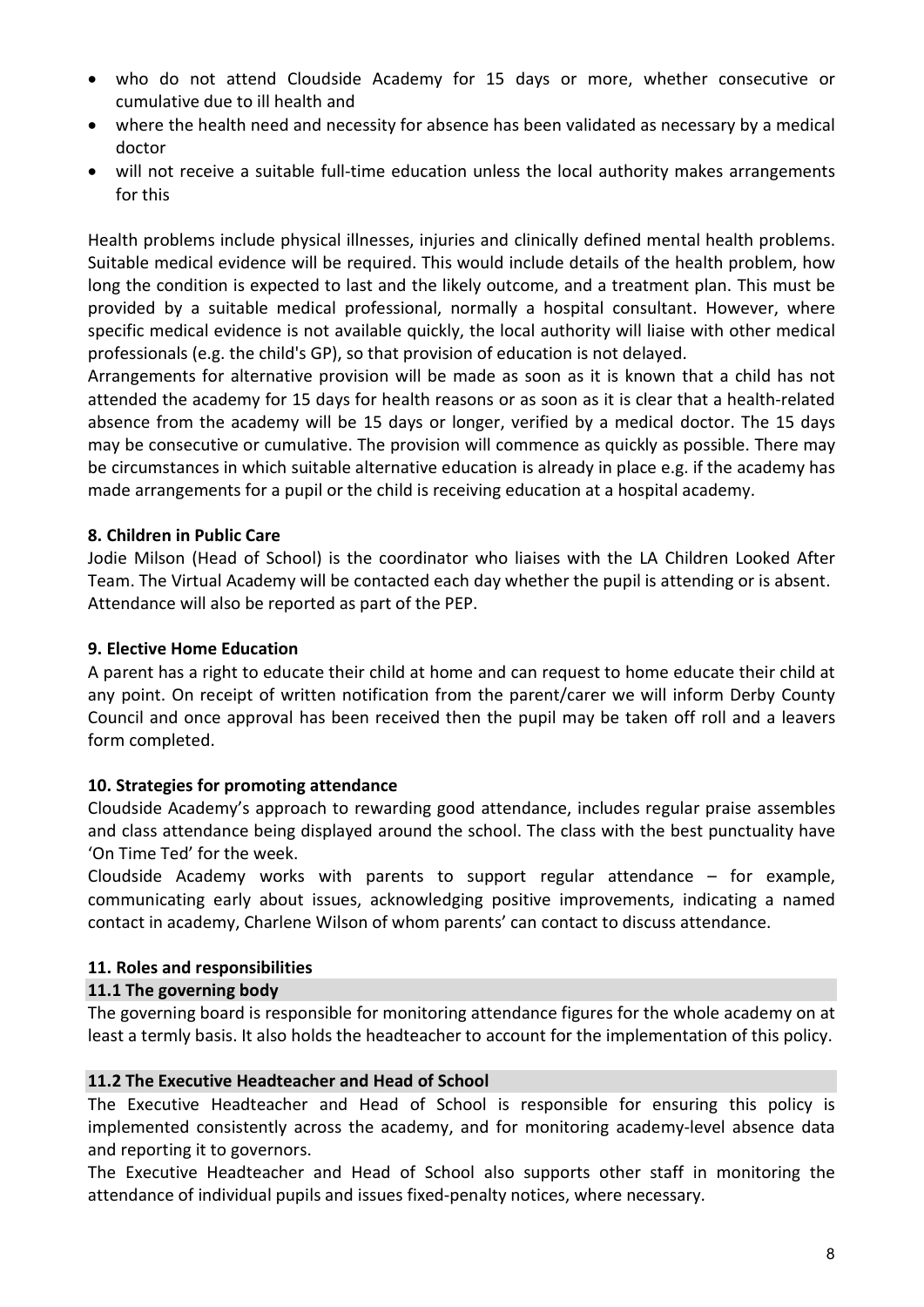- who do not attend Cloudside Academy for 15 days or more, whether consecutive or cumulative due to ill health and
- where the health need and necessity for absence has been validated as necessary by a medical doctor
- will not receive a suitable full-time education unless the local authority makes arrangements for this

Health problems include physical illnesses, injuries and clinically defined mental health problems. Suitable medical evidence will be required. This would include details of the health problem, how long the condition is expected to last and the likely outcome, and a treatment plan. This must be provided by a suitable medical professional, normally a hospital consultant. However, where specific medical evidence is not available quickly, the local authority will liaise with other medical professionals (e.g. the child's GP), so that provision of education is not delayed.

Arrangements for alternative provision will be made as soon as it is known that a child has not attended the academy for 15 days for health reasons or as soon as it is clear that a health-related absence from the academy will be 15 days or longer, verified by a medical doctor. The 15 days may be consecutive or cumulative. The provision will commence as quickly as possible. There may be circumstances in which suitable alternative education is already in place e.g. if the academy has made arrangements for a pupil or the child is receiving education at a hospital academy.

**8. Children in Public Care**

Jodie Milson (Head of School) is the coordinator who liaises with the LA Children Looked After Team. The Virtual Academy will be contacted each day whether the pupil is attending or is absent. Attendance will also be reported as part of the PEP.

**9. Elective Home Education**

A parent has a right to educate their child at home and can request to home educate their child at any point. On receipt of written notification from the parent/carer we will inform Derby County Council and once approval has been received then the pupil may be taken off roll and a leavers form completed.

**10. Strategies for promoting attendance**

Cloudside Academy's approach to rewarding good attendance, includes regular praise assembles and class attendance being displayed around the school. The class with the best punctuality have 'On Time Ted' for the week.

Cloudside Academy works with parents to support regular attendance – for example, communicating early about issues, acknowledging positive improvements, indicating a named contact in academy, Charlene Wilson of whom parents' can contact to discuss attendance.

**11. Roles and responsibilities**

**11.1 The governing body**

The governing board is responsible for monitoring attendance figures for the whole academy on at least a termly basis. It also holds the headteacher to account for the implementation of this policy.

**11.2 The Executive Headteacher and Head of School**

The Executive Headteacher and Head of School is responsible for ensuring this policy is implemented consistently across the academy, and for monitoring academy-level absence data and reporting it to governors.

The Executive Headteacher and Head of School also supports other staff in monitoring the attendance of individual pupils and issues fixed-penalty notices, where necessary.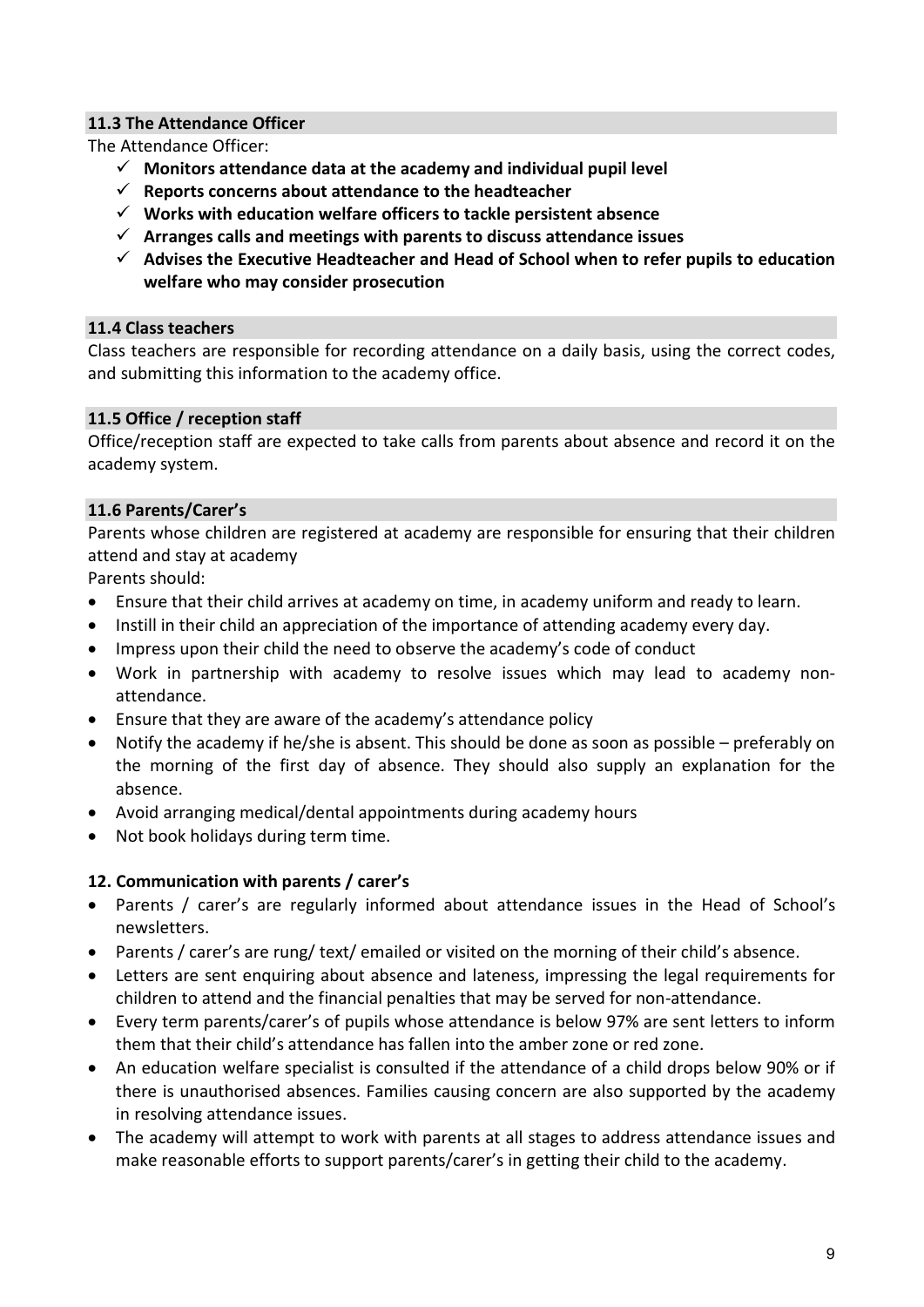### 11.3 The Attendance Officer

The Attendance Officer:

- ✓ **Monitors attendance data at the academy and individual pupil level**
- ✓ **Reports concerns about attendance to the headteacher**
- ✓ **Works with education welfare officers to tackle persistent absence**
- ✓ **Arranges calls and meetings with parents to discuss attendance issues**
- ✓ **Advises the Executive Headteacher and Head of School when to refer pupils to education welfare who may consider prosecution**

### 11.4 Class teachers

Class teachers are responsible for recording attendance on a daily basis, using the correct codes, and submitting this information to the academy office.

### 11.5 Office / reception staff

Office/reception staff are expected to take calls from parents about absence and record it on the academy system.

### 11.6 Parents/Carer's

Parents whose children are registered at academy are responsible for ensuring that their children attend and stay at academy

Parents should:

- Ensure that their child arrives at academy on time, in academy uniform and ready to learn.
- Instill in their child an appreciation of the importance of attending academy every day.
- Impress upon their child the need to observe the academy's code of conduct
- Work in partnership with academy to resolve issues which may lead to academy non-attendance.
- Ensure that they are aware of the academy's attendance policy
- Notify the academy if he/she is absent. This should be done as soon as possible – preferably on the morning of the first day of absence. They should also supply an explanation for the absence.
- Avoid arranging medical/dental appointments during academy hours
- Not book holidays during term time.

## 12. Communication with parents / carer's

- Parents / carer's are regularly informed about attendance issues in the Head of School's newsletters.
- Parents / carer's are rung/ text/ emailed or visited on the morning of their child's absence.
- Letters are sent enquiring about absence and lateness, impressing the legal requirements for children to attend and the financial penalties that may be served for non-attendance.
- Every term parents/carer's of pupils whose attendance is below 97% are sent letters to inform them that their child's attendance has fallen into the amber zone or red zone.
- An education welfare specialist is consulted if the attendance of a child drops below 90% or if there is unauthorised absences. Families causing concern are also supported by the academy in resolving attendance issues.
- The academy will attempt to work with parents at all stages to address attendance issues and make reasonable efforts to support parents/carer's in getting their child to the academy.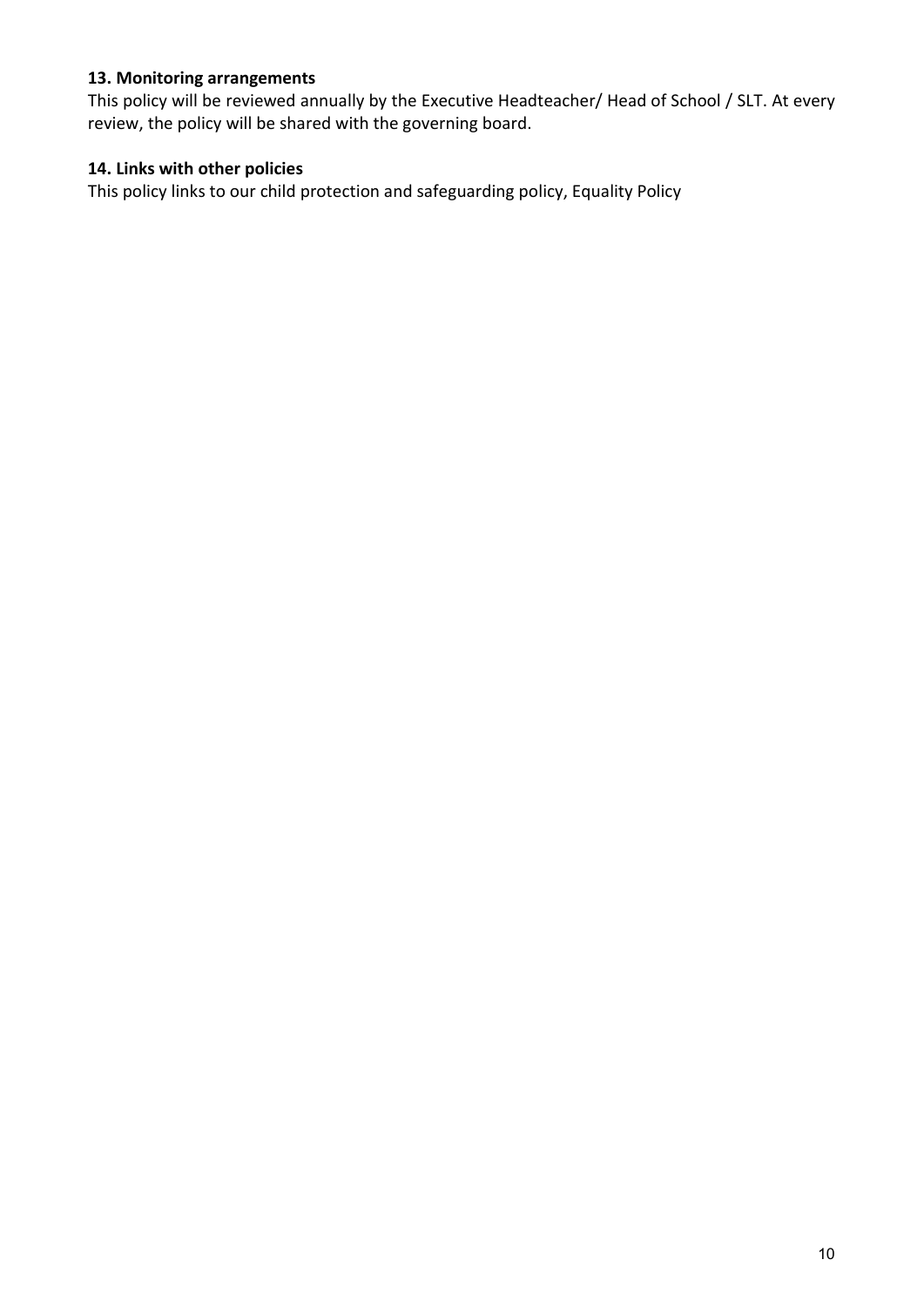### 13. Monitoring arrangements

This policy will be reviewed annually by the Executive Headteacher/ Head of School / SLT. At every review, the policy will be shared with the governing board.

### 14. Links with other policies

This policy links to our child protection and safeguarding policy, Equality Policy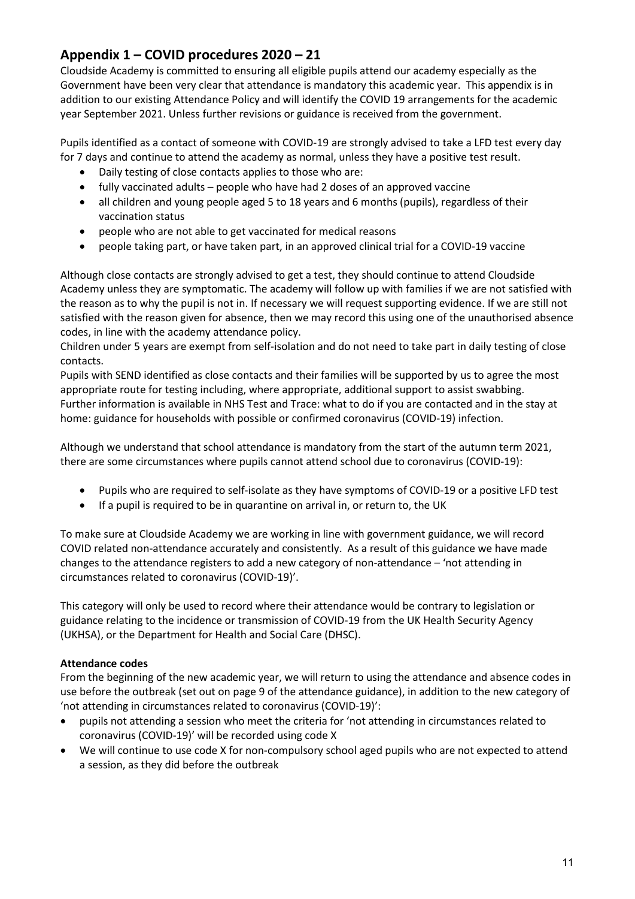## Appendix 1 – COVID procedures 2020 – 21

Cloudside Academy is committed to ensuring all eligible pupils attend our academy especially as the Government have been very clear that attendance is mandatory this academic year. This appendix is in addition to our existing Attendance Policy and will identify the COVID 19 arrangements for the academic year September 2021. Unless further revisions or guidance is received from the government.

Pupils identified as a contact of someone with COVID-19 are strongly advised to take a LFD test every day for 7 days and continue to attend the academy as normal, unless they have a positive test result.

- Daily testing of close contacts applies to those who are:
- fully vaccinated adults – people who have had 2 doses of an approved vaccine
- all children and young people aged 5 to 18 years and 6 months (pupils), regardless of their vaccination status
- people who are not able to get vaccinated for medical reasons
- people taking part, or have taken part, in an approved clinical trial for a COVID-19 vaccine

Although close contacts are strongly advised to get a test, they should continue to attend Cloudside Academy unless they are symptomatic. The academy will follow up with families if we are not satisfied with the reason as to why the pupil is not in. If necessary we will request supporting evidence. If we are still not satisfied with the reason given for absence, then we may record this using one of the unauthorised absence codes, in line with the academy attendance policy.

Children under 5 years are exempt from self-isolation and do not need to take part in daily testing of close contacts.

Pupils with SEND identified as close contacts and their families will be supported by us to agree the most appropriate route for testing including, where appropriate, additional support to assist swabbing.

Further information is available in NHS Test and Trace: what to do if you are contacted and in the stay at home: guidance for households with possible or confirmed coronavirus (COVID-19) infection.

Although we understand that school attendance is mandatory from the start of the autumn term 2021, there are some circumstances where pupils cannot attend school due to coronavirus (COVID-19):

- Pupils who are required to self-isolate as they have symptoms of COVID-19 or a positive LFD test
- If a pupil is required to be in quarantine on arrival in, or return to, the UK

To make sure at Cloudside Academy we are working in line with government guidance, we will record COVID related non-attendance accurately and consistently. As a result of this guidance we have made changes to the attendance registers to add a new category of non-attendance – 'not attending in circumstances related to coronavirus (COVID-19)'.

This category will only be used to record where their attendance would be contrary to legislation or guidance relating to the incidence or transmission of COVID-19 from the UK Health Security Agency (UKHSA), or the Department for Health and Social Care (DHSC).

**Attendance codes**

From the beginning of the new academic year, we will return to using the attendance and absence codes in use before the outbreak (set out on page 9 of the attendance guidance), in addition to the new category of 'not attending in circumstances related to coronavirus (COVID-19)':

- pupils not attending a session who meet the criteria for 'not attending in circumstances related to coronavirus (COVID-19)' will be recorded using code X
- We will continue to use code X for non-compulsory school aged pupils who are not expected to attend a session, as they did before the outbreak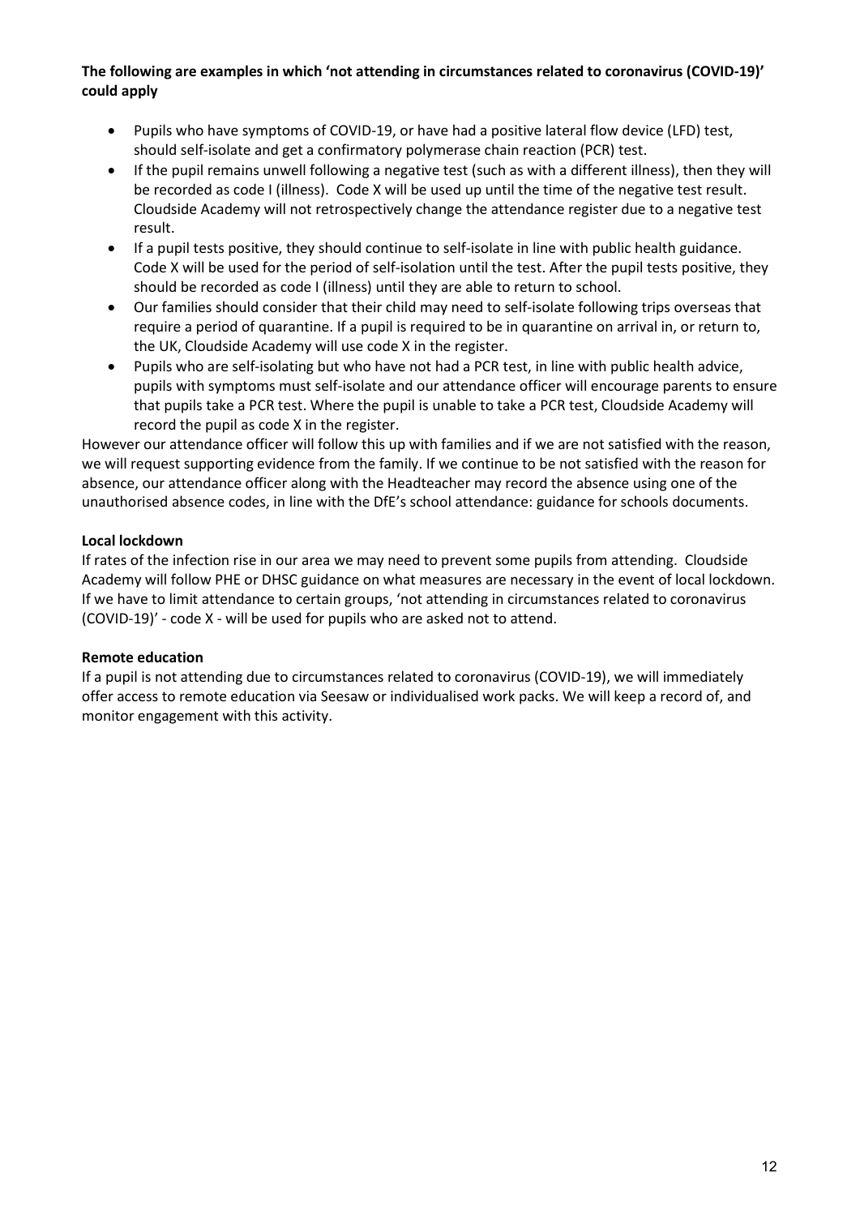**The following are examples in which 'not attending in circumstances related to coronavirus (COVID-19)' could apply**

- Pupils who have symptoms of COVID-19, or have had a positive lateral flow device (LFD) test, should self-isolate and get a confirmatory polymerase chain reaction (PCR) test.
- If the pupil remains unwell following a negative test (such as with a different illness), then they will be recorded as code I (illness). Code X will be used up until the time of the negative test result. Cloudside Academy will not retrospectively change the attendance register due to a negative test result.
- If a pupil tests positive, they should continue to self-isolate in line with public health guidance. Code X will be used for the period of self-isolation until the test. After the pupil tests positive, they should be recorded as code I (illness) until they are able to return to school.
- Our families should consider that their child may need to self-isolate following trips overseas that require a period of quarantine. If a pupil is required to be in quarantine on arrival in, or return to, the UK, Cloudside Academy will use code X in the register.
- Pupils who are self-isolating but who have not had a PCR test, in line with public health advice, pupils with symptoms must self-isolate and our attendance officer will encourage parents to ensure that pupils take a PCR test. Where the pupil is unable to take a PCR test, Cloudside Academy will record the pupil as code X in the register.

However our attendance officer will follow this up with families and if we are not satisfied with the reason, we will request supporting evidence from the family. If we continue to be not satisfied with the reason for absence, our attendance officer along with the Headteacher may record the absence using one of the unauthorised absence codes, in line with the DfE's school attendance: guidance for schools documents.

**Local lockdown**

If rates of the infection rise in our area we may need to prevent some pupils from attending. Cloudside Academy will follow PHE or DHSC guidance on what measures are necessary in the event of local lockdown. If we have to limit attendance to certain groups, 'not attending in circumstances related to coronavirus (COVID-19)' - code X - will be used for pupils who are asked not to attend.

**Remote education**

If a pupil is not attending due to circumstances related to coronavirus (COVID-19), we will immediately offer access to remote education via Seesaw or individualised work packs. We will keep a record of, and monitor engagement with this activity.